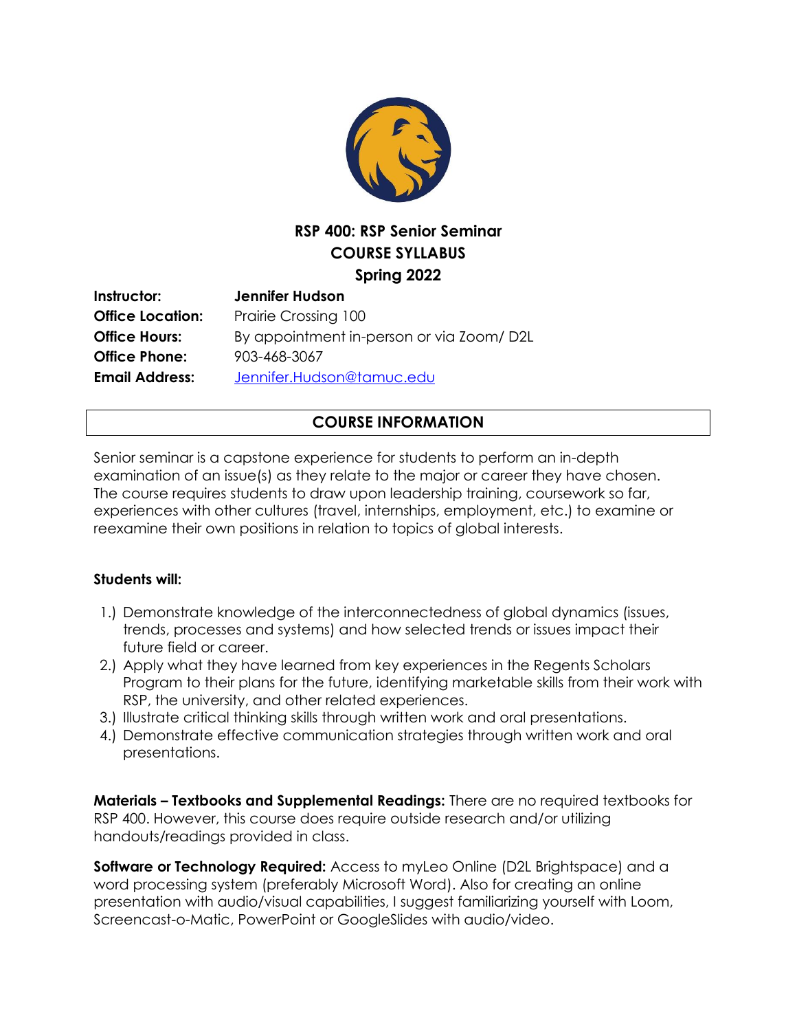# RSP 400: RSP Senior Seminar
## COURSE SYLLABUS
### Spring 2022

**Instructor:** **Jennifer Hudson**
**Office Location:** Prairie Crossing 100
**Office Hours:** By appointment in-person or via Zoom/ D2L
**Office Phone:** 903-468-3067
**Email Address:** [Jennifer.Hudson@tamuc.edu](mailto:Jennifer.Hudson@tamuc.edu)

## COURSE INFORMATION

Senior seminar is a capstone experience for students to perform an in-depth examination of an issue(s) as they relate to the major or career they have chosen. The course requires students to draw upon leadership training, coursework so far, experiences with other cultures (travel, internships, employment, etc.) to examine or reexamine their own positions in relation to topics of global interests.

**Students will:**

1.) Demonstrate knowledge of the interconnectedness of global dynamics (issues, trends, processes and systems) and how selected trends or issues impact their future field or career.
2.) Apply what they have learned from key experiences in the Regents Scholars Program to their plans for the future, identifying marketable skills from their work with RSP, the university, and other related experiences.
3.) Illustrate critical thinking skills through written work and oral presentations.
4.) Demonstrate effective communication strategies through written work and oral presentations.

**Materials – Textbooks and Supplemental Readings:** There are no required textbooks for RSP 400. However, this course does require outside research and/or utilizing handouts/readings provided in class.

**Software or Technology Required:** Access to myLeo Online (D2L Brightspace) and a word processing system (preferably Microsoft Word). Also for creating an online presentation with audio/visual capabilities, I suggest familiarizing yourself with Loom, Screencast-o-Matic, PowerPoint or GoogleSlides with audio/video.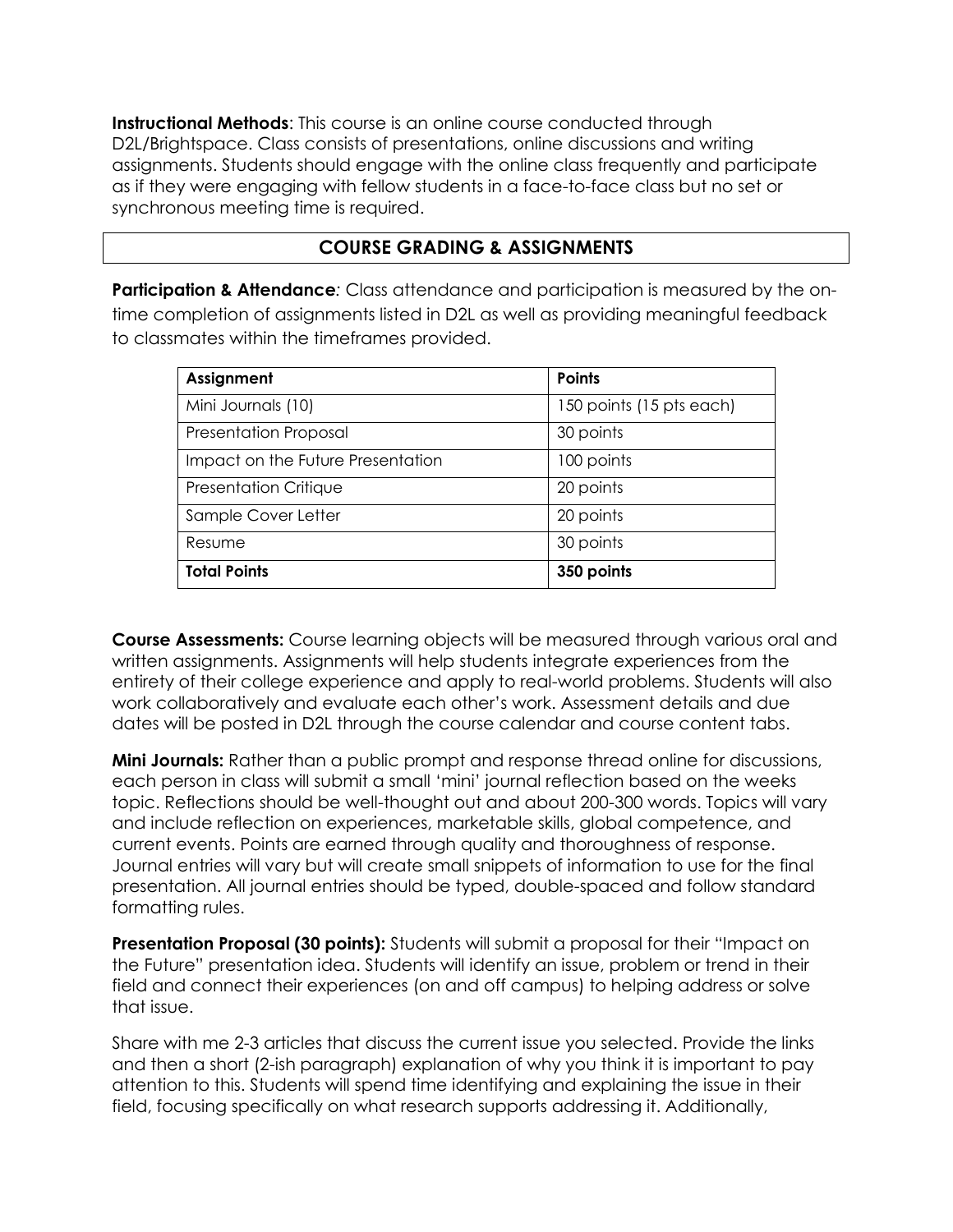**Instructional Methods**: This course is an online course conducted through D2L/Brightspace. Class consists of presentations, online discussions and writing assignments. Students should engage with the online class frequently and participate as if they were engaging with fellow students in a face-to-face class but no set or synchronous meeting time is required.

## COURSE GRADING & ASSIGNMENTS

**Participation & Attendance**: Class attendance and participation is measured by the on-time completion of assignments listed in D2L as well as providing meaningful feedback to classmates within the timeframes provided.

| Assignment | Points |
|---|---|
| Mini Journals (10) | 150 points (15 pts each) |
| Presentation Proposal | 30 points |
| Impact on the Future Presentation | 100 points |
| Presentation Critique | 20 points |
| Sample Cover Letter | 20 points |
| Resume | 30 points |
| **Total Points** | **350 points** |

**Course Assessments:** Course learning objects will be measured through various oral and written assignments. Assignments will help students integrate experiences from the entirety of their college experience and apply to real-world problems. Students will also work collaboratively and evaluate each other's work. Assessment details and due dates will be posted in D2L through the course calendar and course content tabs.

**Mini Journals:** Rather than a public prompt and response thread online for discussions, each person in class will submit a small 'mini' journal reflection based on the weeks topic. Reflections should be well-thought out and about 200-300 words. Topics will vary and include reflection on experiences, marketable skills, global competence, and current events. Points are earned through quality and thoroughness of response. Journal entries will vary but will create small snippets of information to use for the final presentation. All journal entries should be typed, double-spaced and follow standard formatting rules.

**Presentation Proposal (30 points):** Students will submit a proposal for their "Impact on the Future" presentation idea. Students will identify an issue, problem or trend in their field and connect their experiences (on and off campus) to helping address or solve that issue.

Share with me 2-3 articles that discuss the current issue you selected. Provide the links and then a short (2-ish paragraph) explanation of why you think it is important to pay attention to this. Students will spend time identifying and explaining the issue in their field, focusing specifically on what research supports addressing it. Additionally,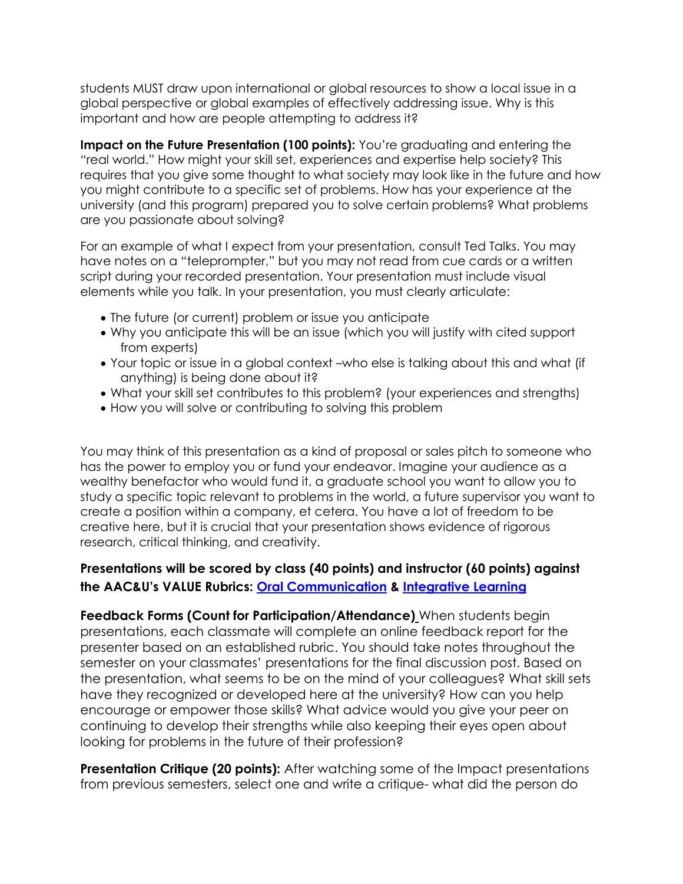students MUST draw upon international or global resources to show a local issue in a global perspective or global examples of effectively addressing issue. Why is this important and how are people attempting to address it?

**Impact on the Future Presentation (100 points):** You're graduating and entering the "real world." How might your skill set, experiences and expertise help society? This requires that you give some thought to what society may look like in the future and how you might contribute to a specific set of problems. How has your experience at the university (and this program) prepared you to solve certain problems? What problems are you passionate about solving?

For an example of what I expect from your presentation, consult Ted Talks. You may have notes on a "teleprompter," but you may not read from cue cards or a written script during your recorded presentation. Your presentation must include visual elements while you talk. In your presentation, you must clearly articulate:

- The future (or current) problem or issue you anticipate
- Why you anticipate this will be an issue (which you will justify with cited support from experts)
- Your topic or issue in a global context –who else is talking about this and what (if anything) is being done about it?
- What your skill set contributes to this problem? (your experiences and strengths)
- How you will solve or contributing to solving this problem

You may think of this presentation as a kind of proposal or sales pitch to someone who has the power to employ you or fund your endeavor. Imagine your audience as a wealthy benefactor who would fund it, a graduate school you want to allow you to study a specific topic relevant to problems in the world, a future supervisor you want to create a position within a company, et cetera. You have a lot of freedom to be creative here, but it is crucial that your presentation shows evidence of rigorous research, critical thinking, and creativity.

### Presentations will be scored by class (40 points) and instructor (60 points) against the AAC&U's VALUE Rubrics: Oral Communication & Integrative Learning

**Feedback Forms (Count for Participation/Attendance)** When students begin presentations, each classmate will complete an online feedback report for the presenter based on an established rubric. You should take notes throughout the semester on your classmates' presentations for the final discussion post. Based on the presentation, what seems to be on the mind of your colleagues? What skill sets have they recognized or developed here at the university? How can you help encourage or empower those skills? What advice would you give your peer on continuing to develop their strengths while also keeping their eyes open about looking for problems in the future of their profession?

**Presentation Critique (20 points):** After watching some of the Impact presentations from previous semesters, select one and write a critique- what did the person do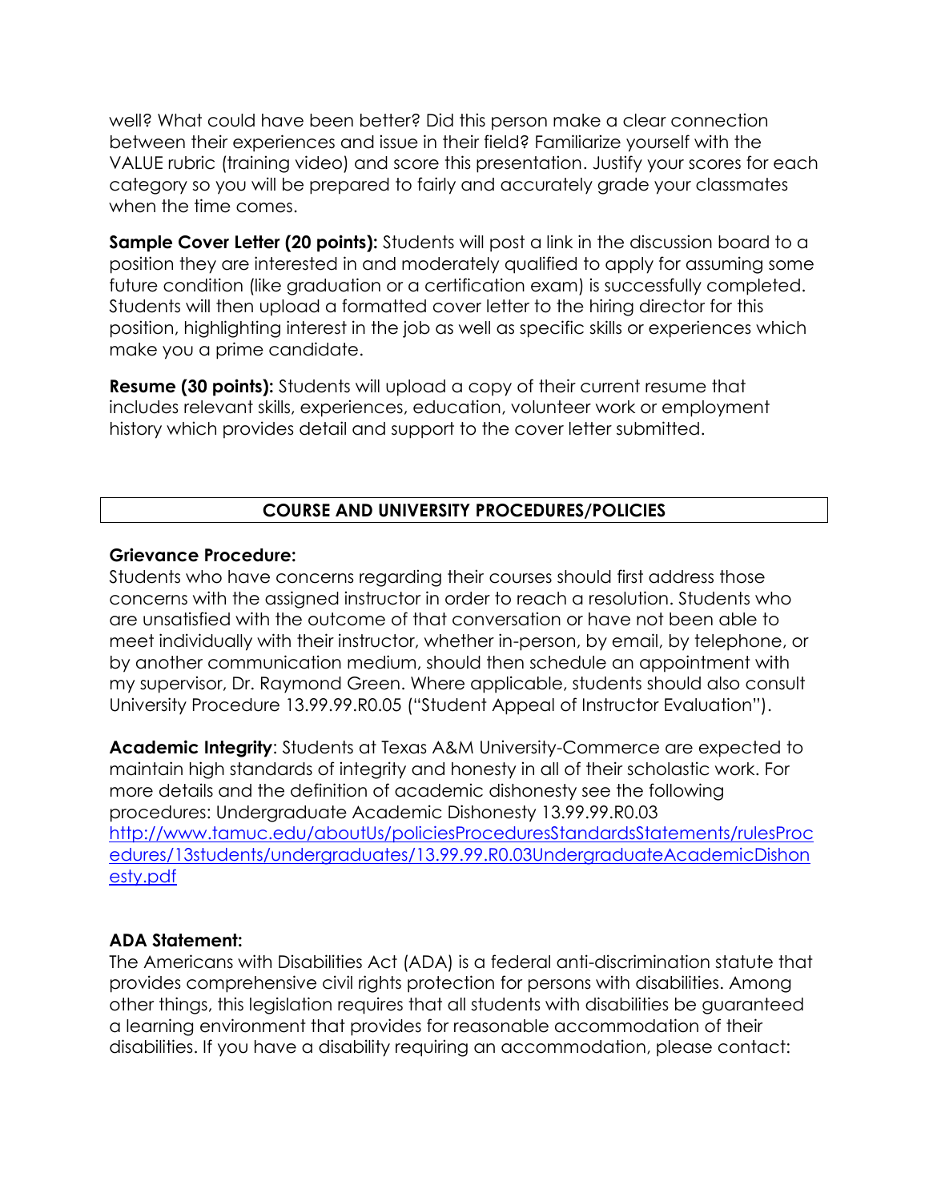well? What could have been better? Did this person make a clear connection between their experiences and issue in their field? Familiarize yourself with the VALUE rubric (training video) and score this presentation. Justify your scores for each category so you will be prepared to fairly and accurately grade your classmates when the time comes.

**Sample Cover Letter (20 points):** Students will post a link in the discussion board to a position they are interested in and moderately qualified to apply for assuming some future condition (like graduation or a certification exam) is successfully completed. Students will then upload a formatted cover letter to the hiring director for this position, highlighting interest in the job as well as specific skills or experiences which make you a prime candidate.

**Resume (30 points):** Students will upload a copy of their current resume that includes relevant skills, experiences, education, volunteer work or employment history which provides detail and support to the cover letter submitted.

## COURSE AND UNIVERSITY PROCEDURES/POLICIES

**Grievance Procedure:**
Students who have concerns regarding their courses should first address those concerns with the assigned instructor in order to reach a resolution. Students who are unsatisfied with the outcome of that conversation or have not been able to meet individually with their instructor, whether in-person, by email, by telephone, or by another communication medium, should then schedule an appointment with my supervisor, Dr. Raymond Green. Where applicable, students should also consult University Procedure 13.99.99.R0.05 ("Student Appeal of Instructor Evaluation").

**Academic Integrity**: Students at Texas A&M University-Commerce are expected to maintain high standards of integrity and honesty in all of their scholastic work. For more details and the definition of academic dishonesty see the following procedures: Undergraduate Academic Dishonesty 13.99.99.R0.03 http://www.tamuc.edu/aboutUs/policiesProceduresStandardsStatements/rulesProcedures/13students/undergraduates/13.99.99.R0.03UndergraduateAcademicDishonesty.pdf

**ADA Statement:**
The Americans with Disabilities Act (ADA) is a federal anti-discrimination statute that provides comprehensive civil rights protection for persons with disabilities. Among other things, this legislation requires that all students with disabilities be guaranteed a learning environment that provides for reasonable accommodation of their disabilities. If you have a disability requiring an accommodation, please contact: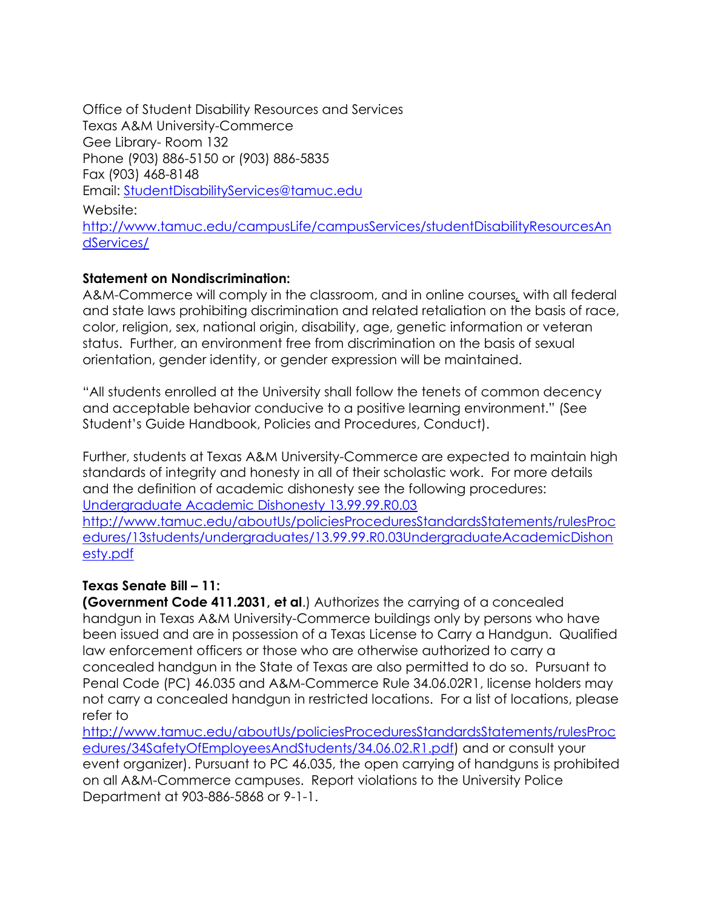Office of Student Disability Resources and Services
Texas A&M University-Commerce
Gee Library- Room 132
Phone (903) 886-5150 or (903) 886-5835
Fax (903) 468-8148
Email: [StudentDisabilityServices@tamuc.edu](mailto:StudentDisabilityServices@tamuc.edu)
Website:
[http://www.tamuc.edu/campusLife/campusServices/studentDisabilityResourcesAndServices/](http://www.tamuc.edu/campusLife/campusServices/studentDisabilityResourcesAndServices/)

**Statement on Nondiscrimination:**
A&M-Commerce will comply in the classroom, and in online courses, with all federal and state laws prohibiting discrimination and related retaliation on the basis of race, color, religion, sex, national origin, disability, age, genetic information or veteran status. Further, an environment free from discrimination on the basis of sexual orientation, gender identity, or gender expression will be maintained.

"All students enrolled at the University shall follow the tenets of common decency and acceptable behavior conducive to a positive learning environment." (See Student's Guide Handbook, Policies and Procedures, Conduct).

Further, students at Texas A&M University-Commerce are expected to maintain high standards of integrity and honesty in all of their scholastic work. For more details and the definition of academic dishonesty see the following procedures:
[Undergraduate Academic Dishonesty 13.99.99.R0.03](http://www.tamuc.edu/aboutUs/policiesProceduresStandardsStatements/rulesProcedures/13students/undergraduates/13.99.99.R0.03UndergraduateAcademicDishonesty.pdf)
[http://www.tamuc.edu/aboutUs/policiesProceduresStandardsStatements/rulesProcedures/13students/undergraduates/13.99.99.R0.03UndergraduateAcademicDishonesty.pdf](http://www.tamuc.edu/aboutUs/policiesProceduresStandardsStatements/rulesProcedures/13students/undergraduates/13.99.99.R0.03UndergraduateAcademicDishonesty.pdf)

**Texas Senate Bill – 11:**
**(Government Code 411.2031, et al**.) Authorizes the carrying of a concealed handgun in Texas A&M University-Commerce buildings only by persons who have been issued and are in possession of a Texas License to Carry a Handgun. Qualified law enforcement officers or those who are otherwise authorized to carry a concealed handgun in the State of Texas are also permitted to do so. Pursuant to Penal Code (PC) 46.035 and A&M-Commerce Rule 34.06.02R1, license holders may not carry a concealed handgun in restricted locations. For a list of locations, please refer to
[http://www.tamuc.edu/aboutUs/policiesProceduresStandardsStatements/rulesProcedures/34SafetyOfEmployeesAndStudents/34.06.02.R1.pdf](http://www.tamuc.edu/aboutUs/policiesProceduresStandardsStatements/rulesProcedures/34SafetyOfEmployeesAndStudents/34.06.02.R1.pdf)) and or consult your event organizer). Pursuant to PC 46.035, the open carrying of handguns is prohibited on all A&M-Commerce campuses. Report violations to the University Police Department at 903-886-5868 or 9-1-1.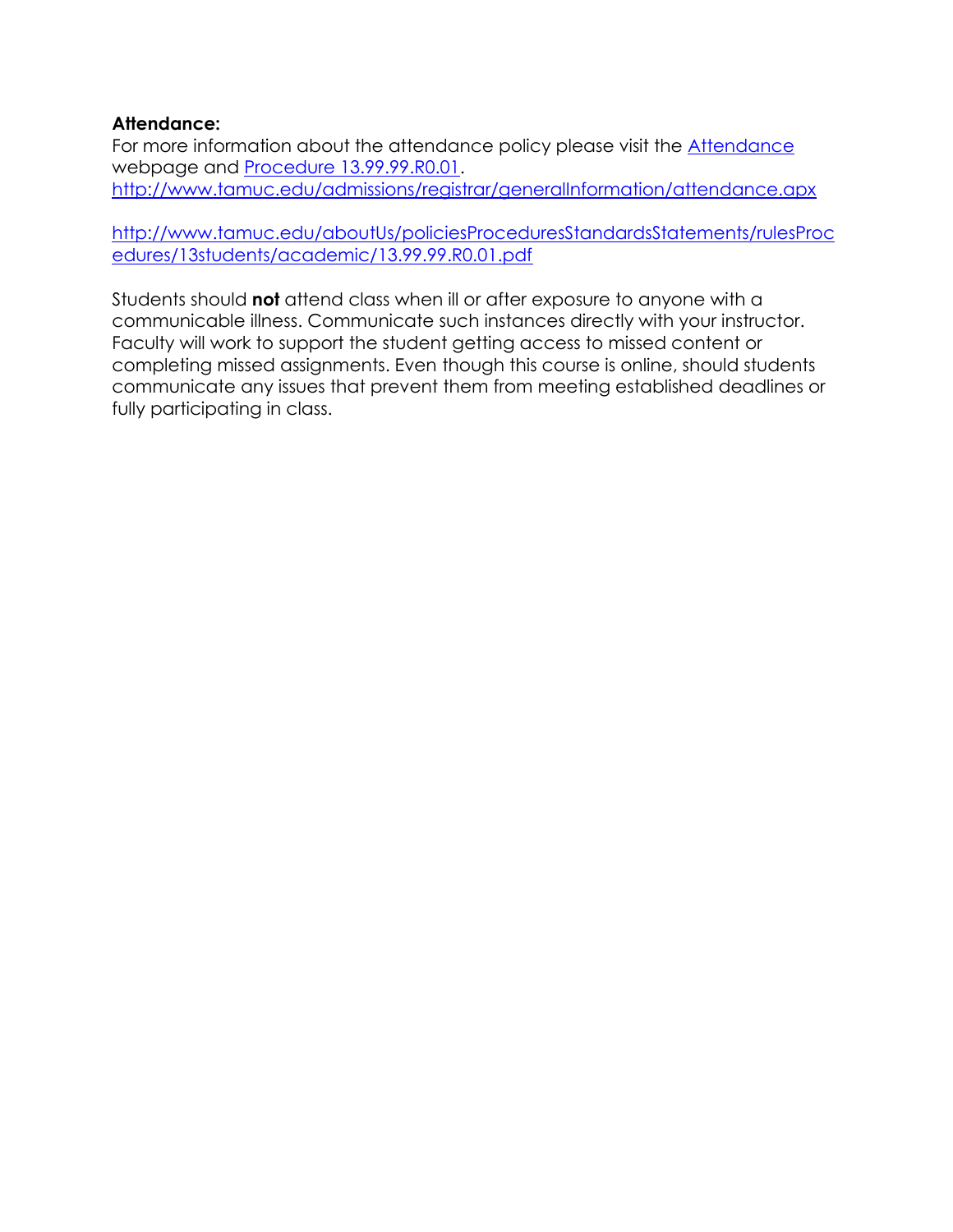**Attendance:**
For more information about the attendance policy please visit the [Attendance](http://www.tamuc.edu/admissions/registrar/generalInformation/attendance.apx) webpage and [Procedure 13.99.99.R0.01](http://www.tamuc.edu/aboutUs/policiesProceduresStandardsStatements/rulesProcedures/13students/academic/13.99.99.R0.01.pdf).
http://www.tamuc.edu/admissions/registrar/generalInformation/attendance.apx

http://www.tamuc.edu/aboutUs/policiesProceduresStandardsStatements/rulesProcedures/13students/academic/13.99.99.R0.01.pdf

Students should **not** attend class when ill or after exposure to anyone with a communicable illness. Communicate such instances directly with your instructor. Faculty will work to support the student getting access to missed content or completing missed assignments. Even though this course is online, should students communicate any issues that prevent them from meeting established deadlines or fully participating in class.